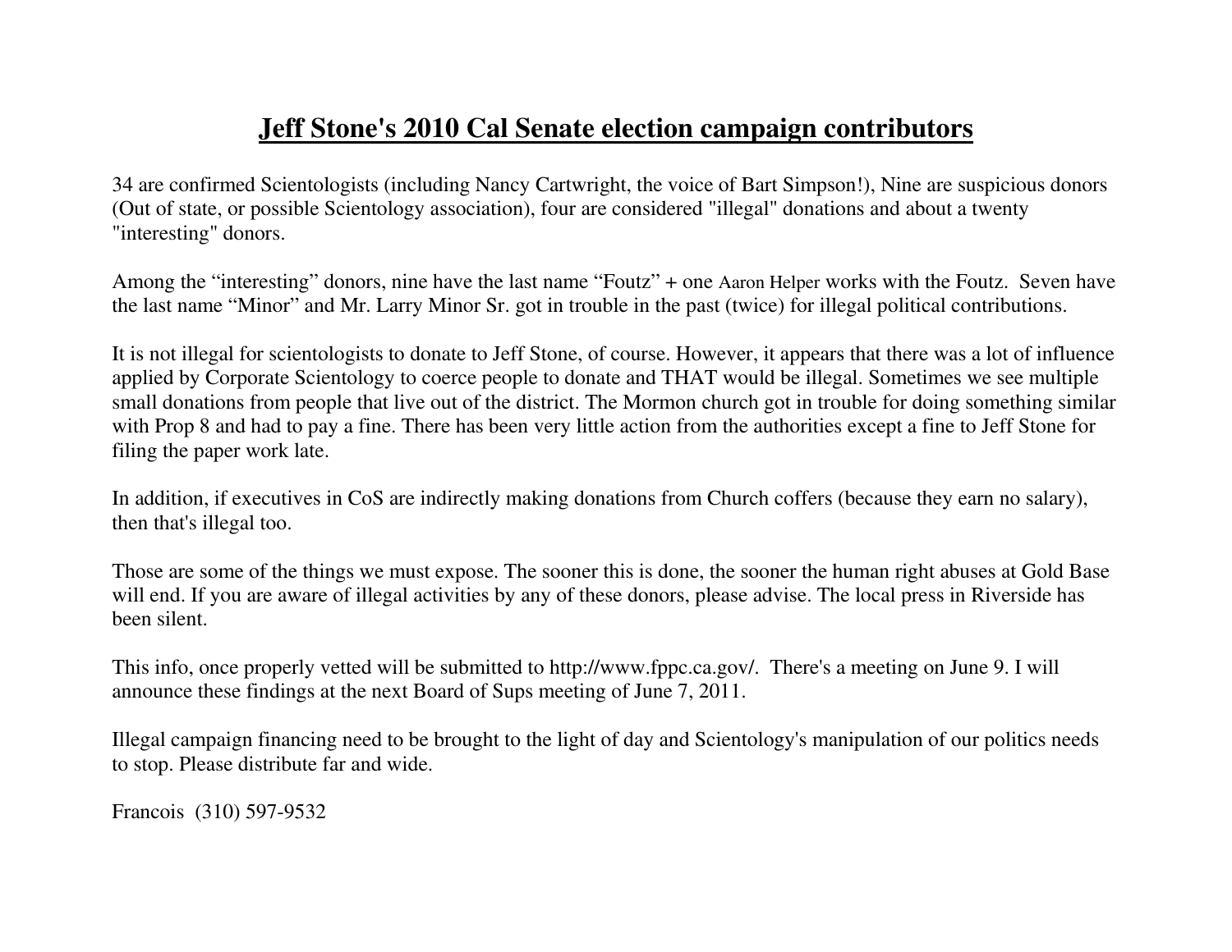# Jeff Stone's 2010 Cal Senate election campaign contributors

34 are confirmed Scientologists (including Nancy Cartwright, the voice of Bart Simpson!), Nine are suspicious donors (Out of state, or possible Scientology association), four are considered "illegal" donations and about a twenty "interesting" donors.

Among the "interesting" donors, nine have the last name "Foutz" + one Aaron Helper works with the Foutz. Seven have the last name "Minor" and Mr. Larry Minor Sr. got in trouble in the past (twice) for illegal political contributions.

It is not illegal for scientologists to donate to Jeff Stone, of course. However, it appears that there was a lot of influence applied by Corporate Scientology to coerce people to donate and THAT would be illegal. Sometimes we see multiple small donations from people that live out of the district. The Mormon church got in trouble for doing something similar with Prop 8 and had to pay a fine. There has been very little action from the authorities except a fine to Jeff Stone for filing the paper work late.

In addition, if executives in CoS are indirectly making donations from Church coffers (because they earn no salary), then that's illegal too.

Those are some of the things we must expose. The sooner this is done, the sooner the human right abuses at Gold Base will end. If you are aware of illegal activities by any of these donors, please advise. The local press in Riverside has been silent.

This info, once properly vetted will be submitted to http://www.fppc.ca.gov/. There's a meeting on June 9. I will announce these findings at the next Board of Sups meeting of June 7, 2011.

Illegal campaign financing need to be brought to the light of day and Scientology's manipulation of our politics needs to stop. Please distribute far and wide.

Francois (310) 597-9532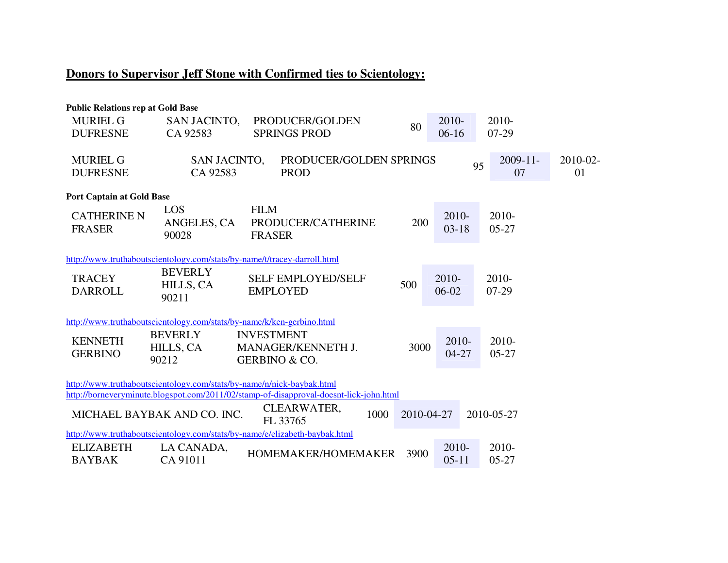## Donors to Supervisor Jeff Stone with Confirmed ties to Scientology:

**Public Relations rep at Gold Base**

| MURIEL G DUFRESNE | SAN JACINTO, CA 92583 | PRODUCER/GOLDEN SPRINGS PROD | 80 | 2010-06-16 | 2010-07-29 |
|---|---|---|---|---|---|

| MURIEL G DUFRESNE | SAN JACINTO, CA 92583 | PRODUCER/GOLDEN SPRINGS PROD | 95 | 2009-11-07 | 2010-02-01 |
|---|---|---|---|---|---|

**Port Captain at Gold Base**

| CATHERINE N FRASER | LOS ANGELES, CA 90028 | FILM PRODUCER/CATHERINE FRASER | 200 | 2010-03-18 | 2010-05-27 |
|---|---|---|---|---|---|

http://www.truthaboutscientology.com/stats/by-name/t/tracey-darroll.html

| TRACEY DARROLL | BEVERLY HILLS, CA 90211 | SELF EMPLOYED/SELF EMPLOYED | 500 | 2010-06-02 | 2010-07-29 |
|---|---|---|---|---|---|

http://www.truthaboutscientology.com/stats/by-name/k/ken-gerbino.html

| KENNETH GERBINO | BEVERLY HILLS, CA 90212 | INVESTMENT MANAGER/KENNETH J. GERBINO & CO. | 3000 | 2010-04-27 | 2010-05-27 |
|---|---|---|---|---|---|

http://www.truthaboutscientology.com/stats/by-name/n/nick-baybak.html
http://borneveryminute.blogspot.com/2011/02/stamp-of-disapproval-doesnt-lick-john.html

| MICHAEL BAYBAK AND CO. INC. | CLEARWATER, FL 33765 | 1000 | 2010-04-27 | 2010-05-27 |
|---|---|---|---|---|

http://www.truthaboutscientology.com/stats/by-name/e/elizabeth-baybak.html

| ELIZABETH BAYBAK | LA CANADA, CA 91011 | HOMEMAKER/HOMEMAKER | 3900 | 2010-05-11 | 2010-05-27 |
|---|---|---|---|---|---|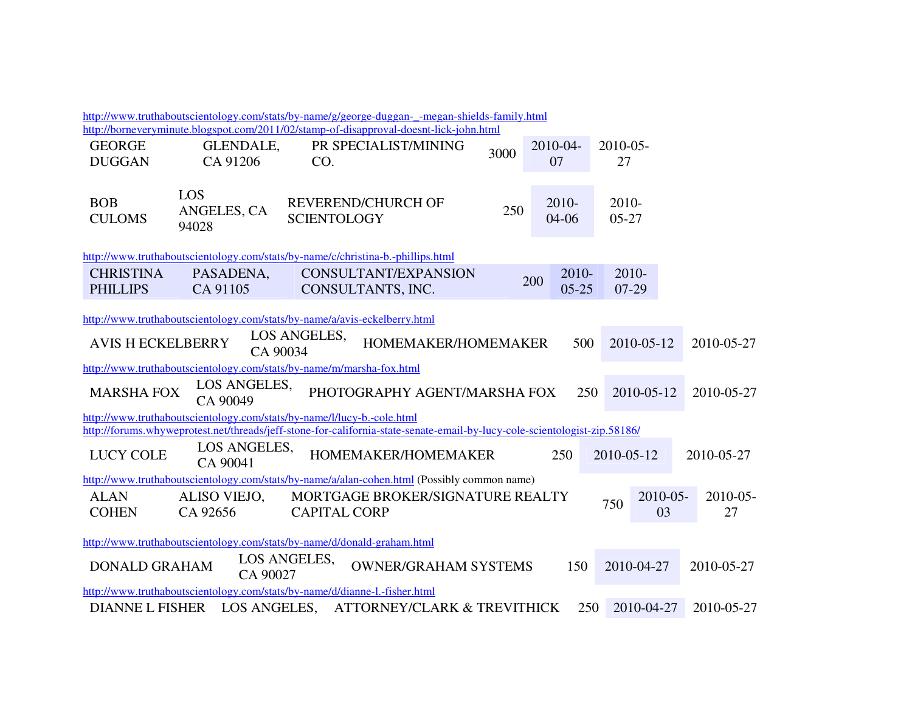http://www.truthaboutscientology.com/stats/by-name/g/george-duggan-_-megan-shields-family.html
http://borneveryminute.blogspot.com/2011/02/stamp-of-disapproval-doesnt-lick-john.html

| GEORGE DUGGAN | GLENDALE, CA 91206 | PR SPECIALIST/MINING CO. | 3000 | 2010-04-07 | 2010-05-27 |
|---|---|---|---|---|---|

| BOB CULOMS | LOS ANGELES, CA 94028 | REVEREND/CHURCH OF SCIENTOLOGY | 250 | 2010-04-06 | 2010-05-27 |
|---|---|---|---|---|---|

http://www.truthaboutscientology.com/stats/by-name/c/christina-b.-phillips.html

| CHRISTINA PHILLIPS | PASADENA, CA 91105 | CONSULTANT/EXPANSION CONSULTANTS, INC. | 200 | 2010-05-25 | 2010-07-29 |
|---|---|---|---|---|---|

http://www.truthaboutscientology.com/stats/by-name/a/avis-eckelberry.html

| AVIS H ECKELBERRY | LOS ANGELES, CA 90034 | HOMEMAKER/HOMEMAKER | 500 | 2010-05-12 | 2010-05-27 |
|---|---|---|---|---|---|

http://www.truthaboutscientology.com/stats/by-name/m/marsha-fox.html

| MARSHA FOX | LOS ANGELES, CA 90049 | PHOTOGRAPHY AGENT/MARSHA FOX | 250 | 2010-05-12 | 2010-05-27 |
|---|---|---|---|---|---|

http://www.truthaboutscientology.com/stats/by-name/l/lucy-b.-cole.html
http://forums.whyweprotest.net/threads/jeff-stone-for-california-state-senate-email-by-lucy-cole-scientologist-zip.58186/

| LUCY COLE | LOS ANGELES, CA 90041 | HOMEMAKER/HOMEMAKER | 250 | 2010-05-12 | 2010-05-27 |
|---|---|---|---|---|---|

http://www.truthaboutscientology.com/stats/by-name/a/alan-cohen.html (Possibly common name)

| ALAN COHEN | ALISO VIEJO, CA 92656 | MORTGAGE BROKER/SIGNATURE REALTY CAPITAL CORP | 750 | 2010-05-03 | 2010-05-27 |
|---|---|---|---|---|---|

http://www.truthaboutscientology.com/stats/by-name/d/donald-graham.html

| DONALD GRAHAM | LOS ANGELES, CA 90027 | OWNER/GRAHAM SYSTEMS | 150 | 2010-04-27 | 2010-05-27 |
|---|---|---|---|---|---|

http://www.truthaboutscientology.com/stats/by-name/d/dianne-l.-fisher.html

| DIANNE L FISHER | LOS ANGELES, | ATTORNEY/CLARK & TREVITHICK | 250 | 2010-04-27 | 2010-05-27 |
|---|---|---|---|---|---|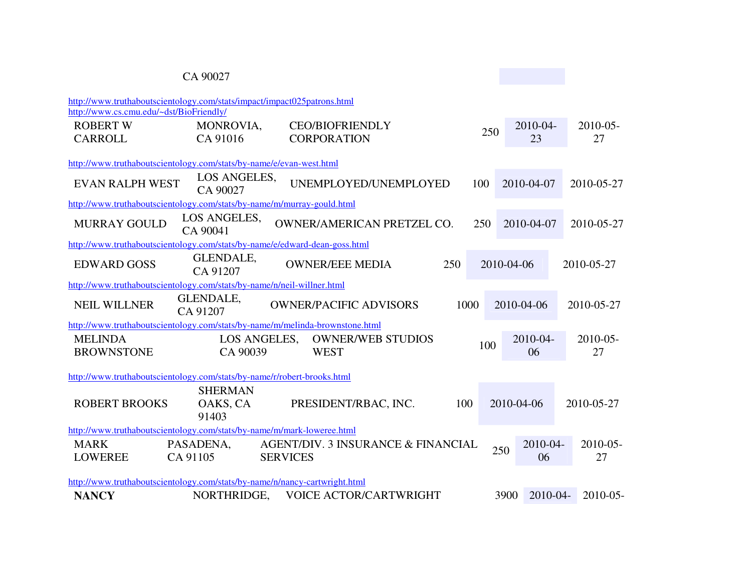CA 90027

http://www.truthaboutscientology.com/stats/impact/impact025patrons.html
http://www.cs.cmu.edu/~dst/BioFriendly/

| ROBERT W CARROLL | MONROVIA, CA 91016 | CEO/BIOFRIENDLY CORPORATION | 250 | 2010-04-23 | 2010-05-27 |
|---|---|---|---|---|---|

http://www.truthaboutscientology.com/stats/by-name/e/evan-west.html

| EVAN RALPH WEST | LOS ANGELES, CA 90027 | UNEMPLOYED/UNEMPLOYED | 100 | 2010-04-07 | 2010-05-27 |
|---|---|---|---|---|---|

http://www.truthaboutscientology.com/stats/by-name/m/murray-gould.html

| MURRAY GOULD | LOS ANGELES, CA 90041 | OWNER/AMERICAN PRETZEL CO. | 250 | 2010-04-07 | 2010-05-27 |
|---|---|---|---|---|---|

http://www.truthaboutscientology.com/stats/by-name/e/edward-dean-goss.html

| EDWARD GOSS | GLENDALE, CA 91207 | OWNER/EEE MEDIA | 250 | 2010-04-06 | 2010-05-27 |
|---|---|---|---|---|---|

http://www.truthaboutscientology.com/stats/by-name/n/neil-willner.html

| NEIL WILLNER | GLENDALE, CA 91207 | OWNER/PACIFIC ADVISORS | 1000 | 2010-04-06 | 2010-05-27 |
|---|---|---|---|---|---|

http://www.truthaboutscientology.com/stats/by-name/m/melinda-brownstone.html

| MELINDA BROWNSTONE | LOS ANGELES, CA 90039 | OWNER/WEB STUDIOS WEST | 100 | 2010-04-06 | 2010-05-27 |
|---|---|---|---|---|---|

http://www.truthaboutscientology.com/stats/by-name/r/robert-brooks.html

| ROBERT BROOKS | SHERMAN OAKS, CA 91403 | PRESIDENT/RBAC, INC. | 100 | 2010-04-06 | 2010-05-27 |
|---|---|---|---|---|---|

http://www.truthaboutscientology.com/stats/by-name/m/mark-loweree.html

| MARK LOWEREE | PASADENA, CA 91105 | AGENT/DIV. 3 INSURANCE & FINANCIAL SERVICES | 250 | 2010-04-06 | 2010-05-27 |
|---|---|---|---|---|---|

http://www.truthaboutscientology.com/stats/by-name/n/nancy-cartwright.html

| **NANCY** | NORTHRIDGE, | VOICE ACTOR/CARTWRIGHT | 3900 | 2010-04- | 2010-05- |
|---|---|---|---|---|---|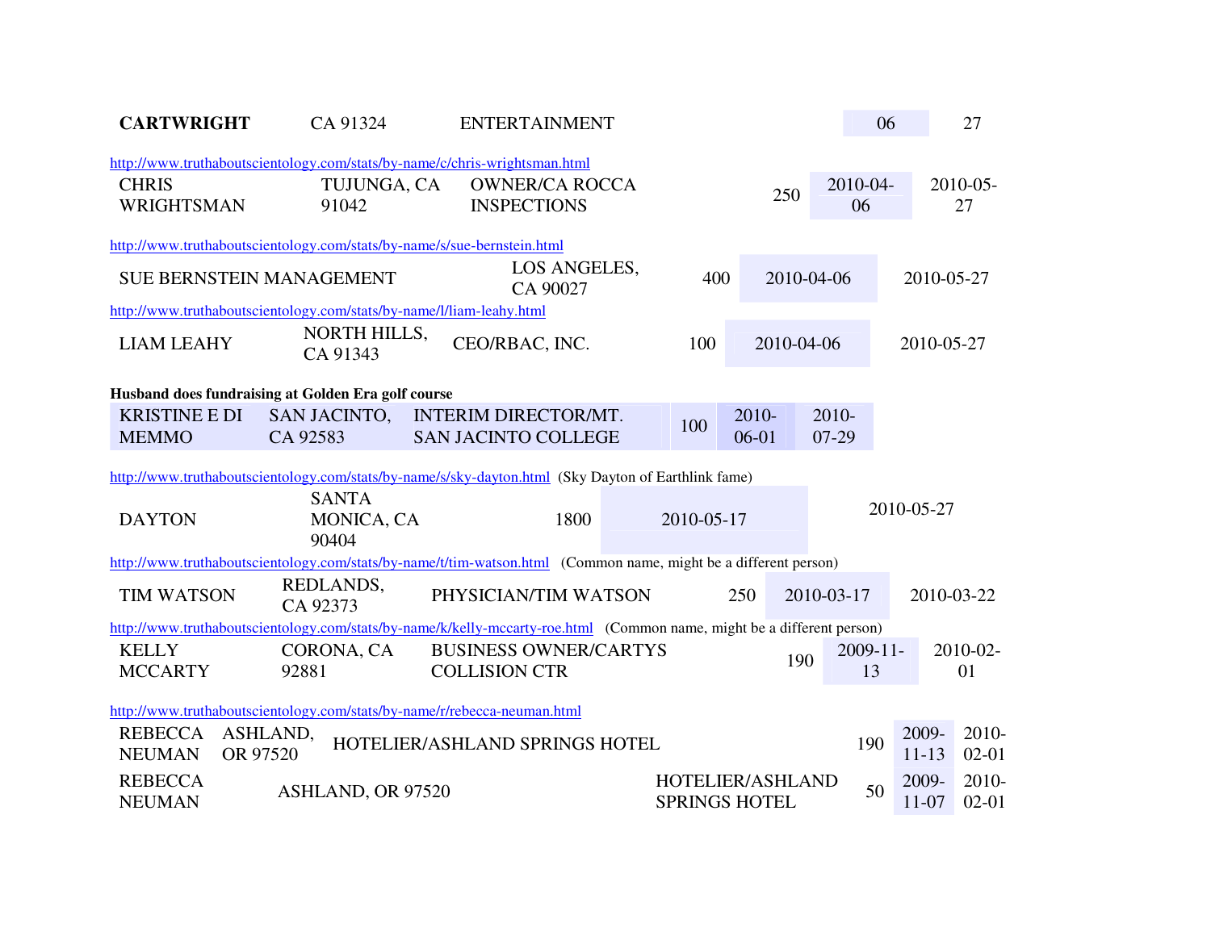| **CARTWRIGHT** | CA 91324 | ENTERTAINMENT | | 06 | 27 |
|---|---|---|---|---|---|

http://www.truthaboutscientology.com/stats/by-name/c/chris-wrightsman.html

| CHRIS WRIGHTSMAN | TUJUNGA, CA 91042 | OWNER/CA ROCCA INSPECTIONS | 250 | 2010-04-06 | 2010-05-27 |
|---|---|---|---|---|---|

http://www.truthaboutscientology.com/stats/by-name/s/sue-bernstein.html

| SUE BERNSTEIN MANAGEMENT | LOS ANGELES, CA 90027 | 400 | 2010-04-06 | 2010-05-27 |
|---|---|---|---|---|

http://www.truthaboutscientology.com/stats/by-name/l/liam-leahy.html

| LIAM LEAHY | NORTH HILLS, CA 91343 | CEO/RBAC, INC. | 100 | 2010-04-06 | 2010-05-27 |
|---|---|---|---|---|---|

**Husband does fundraising at Golden Era golf course**

| KRISTINE E DI MEMMO | SAN JACINTO, CA 92583 | INTERIM DIRECTOR/MT. SAN JACINTO COLLEGE | 100 | 2010-06-01 | 2010-07-29 |
|---|---|---|---|---|---|

http://www.truthaboutscientology.com/stats/by-name/s/sky-dayton.html (Sky Dayton of Earthlink fame)

| DAYTON | SANTA MONICA, CA 90404 | 1800 | 2010-05-17 | 2010-05-27 |
|---|---|---|---|---|

http://www.truthaboutscientology.com/stats/by-name/t/tim-watson.html (Common name, might be a different person)

| TIM WATSON | REDLANDS, CA 92373 | PHYSICIAN/TIM WATSON | 250 | 2010-03-17 | 2010-03-22 |
|---|---|---|---|---|---|

http://www.truthaboutscientology.com/stats/by-name/k/kelly-mccarty-roe.html (Common name, might be a different person)

| KELLY MCCARTY | CORONA, CA 92881 | BUSINESS OWNER/CARTYS COLLISION CTR | 190 | 2009-11-13 | 2010-02-01 |
|---|---|---|---|---|---|

http://www.truthaboutscientology.com/stats/by-name/r/rebecca-neuman.html

| REBECCA NEUMAN | ASHLAND, OR 97520 | HOTELIER/ASHLAND SPRINGS HOTEL | 190 | 2009-11-13 | 2010-02-01 |
|---|---|---|---|---|---|
| REBECCA NEUMAN | ASHLAND, OR 97520 | HOTELIER/ASHLAND SPRINGS HOTEL | 50 | 2009-11-07 | 2010-02-01 |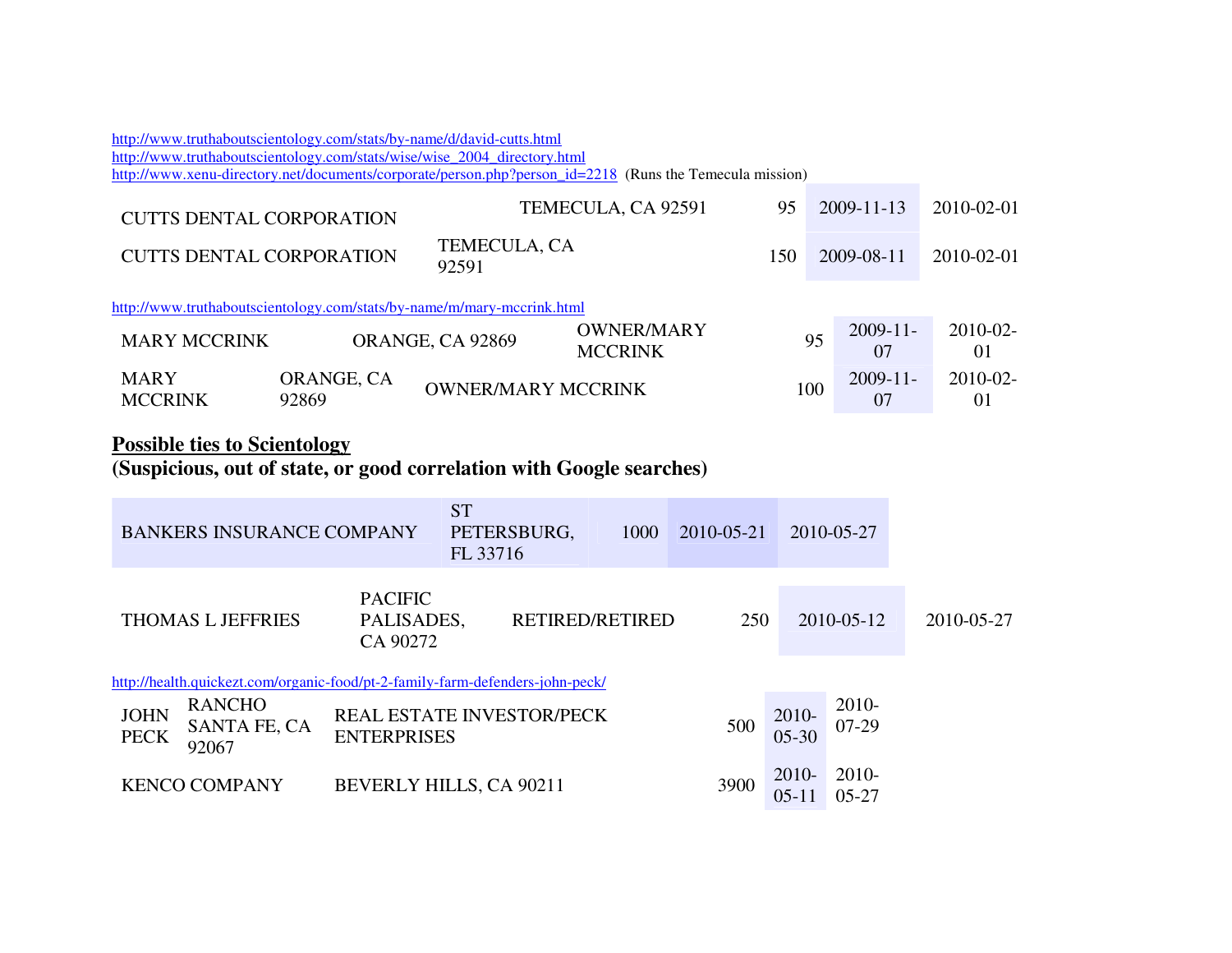http://www.truthaboutscientology.com/stats/by-name/d/david-cutts.html
http://www.truthaboutscientology.com/stats/wise/wise_2004_directory.html
http://www.xenu-directory.net/documents/corporate/person.php?person_id=2218 (Runs the Temecula mission)

| | | | | |
|---|---|---|---|---|
| CUTTS DENTAL CORPORATION | TEMECULA, CA 92591 | 95 | 2009-11-13 | 2010-02-01 |
| CUTTS DENTAL CORPORATION | TEMECULA, CA 92591 | 150 | 2009-08-11 | 2010-02-01 |

http://www.truthaboutscientology.com/stats/by-name/m/mary-mccrink.html

| | | | | | |
|---|---|---|---|---|---|
| MARY MCCRINK | ORANGE, CA 92869 | OWNER/MARY MCCRINK | 95 | 2009-11-07 | 2010-02-01 |
| MARY MCCRINK | ORANGE, CA 92869 | OWNER/MARY MCCRINK | 100 | 2009-11-07 | 2010-02-01 |

**Possible ties to Scientology**
**(Suspicious, out of state, or good correlation with Google searches)**

| | | | | |
|---|---|---|---|---|
| BANKERS INSURANCE COMPANY | ST PETERSBURG, FL 33716 | 1000 | 2010-05-21 | 2010-05-27 |

| | | | | | |
|---|---|---|---|---|---|
| THOMAS L JEFFRIES | PACIFIC PALISADES, CA 90272 | RETIRED/RETIRED | 250 | 2010-05-12 | 2010-05-27 |

http://health.quickezt.com/organic-food/pt-2-family-farm-defenders-john-peck/

| | | | | | |
|---|---|---|---|---|---|
| JOHN PECK | RANCHO SANTA FE, CA 92067 | REAL ESTATE INVESTOR/PECK ENTERPRISES | 500 | 2010-05-30 | 2010-07-29 |
| KENCO COMPANY | BEVERLY HILLS, CA 90211 | | 3900 | 2010-05-11 | 2010-05-27 |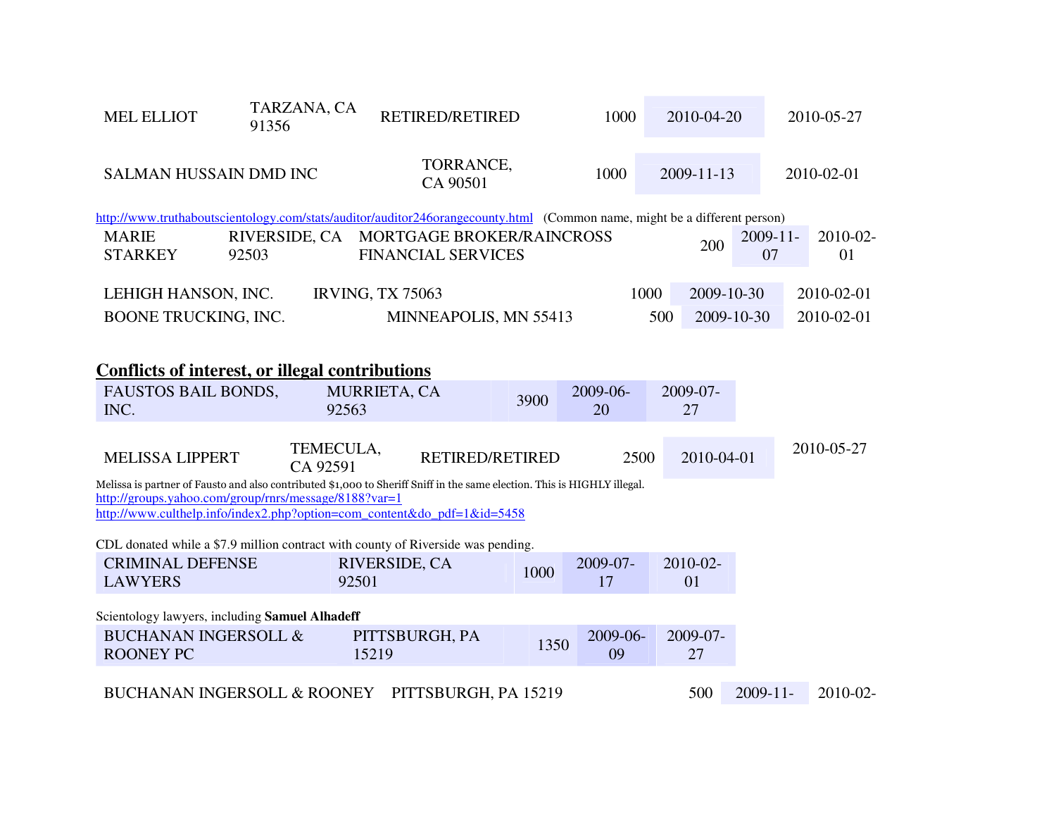| | | | | | |
|---|---|---|---|---|---|
| MEL ELLIOT | TARZANA, CA 91356 | RETIRED/RETIRED | 1000 | 2010-04-20 | 2010-05-27 |

| | | | | |
|---|---|---|---|---|
| SALMAN HUSSAIN DMD INC | TORRANCE, CA 90501 | 1000 | 2009-11-13 | 2010-02-01 |

http://www.truthaboutscientology.com/stats/auditor/auditor246orangecounty.html (Common name, might be a different person)

| | | | | | |
|---|---|---|---|---|---|
| MARIE STARKEY | RIVERSIDE, CA 92503 | MORTGAGE BROKER/RAINCROSS FINANCIAL SERVICES | 200 | 2009-11-07 | 2010-02-01 |

| | | | | |
|---|---|---|---|---|
| LEHIGH HANSON, INC. | IRVING, TX 75063 | 1000 | 2009-10-30 | 2010-02-01 |
| BOONE TRUCKING, INC. | MINNEAPOLIS, MN 55413 | 500 | 2009-10-30 | 2010-02-01 |

## **Conflicts of interest, or illegal contributions**

| | | | | |
|---|---|---|---|---|
| FAUSTOS BAIL BONDS, INC. | MURRIETA, CA 92563 | 3900 | 2009-06-20 | 2009-07-27 |

| | | | | | |
|---|---|---|---|---|---|
| MELISSA LIPPERT | TEMECULA, CA 92591 | RETIRED/RETIRED | 2500 | 2010-04-01 | 2010-05-27 |

Melissa is partner of Fausto and also contributed $1,000 to Sheriff Sniff in the same election. This is HIGHLY illegal.
http://groups.yahoo.com/group/rnrs/message/8188?var=1
http://www.culthelp.info/index2.php?option=com_content&do_pdf=1&id=5458

CDL donated while a $7.9 million contract with county of Riverside was pending.

| | | | | |
|---|---|---|---|---|
| CRIMINAL DEFENSE LAWYERS | RIVERSIDE, CA 92501 | 1000 | 2009-07-17 | 2010-02-01 |

Scientology lawyers, including **Samuel Alhadeff**

| | | | | |
|---|---|---|---|---|
| BUCHANAN INGERSOLL & ROONEY PC | PITTSBURGH, PA 15219 | 1350 | 2009-06-09 | 2009-07-27 |

| | | | | |
|---|---|---|---|---|
| BUCHANAN INGERSOLL & ROONEY | PITTSBURGH, PA 15219 | 500 | 2009-11- | 2010-02- |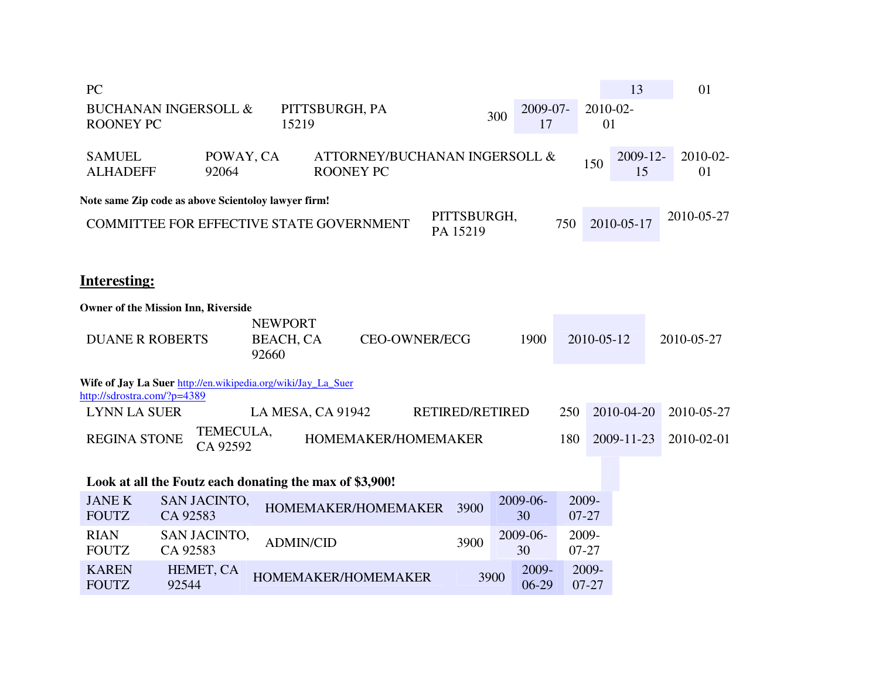| PC | | | | 13 | 01 |
|---|---|---|---|---|---|
| BUCHANAN INGERSOLL & ROONEY PC | PITTSBURGH, PA 15219 | | 300 | 2009-07-17 | 2010-02-01 |
| SAMUEL ALHADEFF | POWAY, CA 92064 | ATTORNEY/BUCHANAN INGERSOLL & ROONEY PC | 150 | 2009-12-15 | 2010-02-01 |

**Note same Zip code as above Scientoloy lawyer firm!**

| COMMITTEE FOR EFFECTIVE STATE GOVERNMENT | PITTSBURGH, PA 15219 | 750 | 2010-05-17 | 2010-05-27 |
|---|---|---|---|---|

## Interesting:

**Owner of the Mission Inn, Riverside**

| DUANE R ROBERTS | NEWPORT BEACH, CA 92660 | CEO-OWNER/ECG | 1900 | 2010-05-12 | 2010-05-27 |
|---|---|---|---|---|---|

**Wife of Jay La Suer** http://en.wikipedia.org/wiki/Jay_La_Suer
http://sdrostra.com/?p=4389

| LYNN LA SUER | LA MESA, CA 91942 | RETIRED/RETIRED | 250 | 2010-04-20 | 2010-05-27 |
|---|---|---|---|---|---|
| REGINA STONE | TEMECULA, CA 92592 | HOMEMAKER/HOMEMAKER | 180 | 2009-11-23 | 2010-02-01 |

**Look at all the Foutz each donating the max of $3,900!**

| JANE K FOUTZ | SAN JACINTO, CA 92583 | HOMEMAKER/HOMEMAKER | 3900 | 2009-06-30 | 2009-07-27 |
|---|---|---|---|---|---|
| RIAN FOUTZ | SAN JACINTO, CA 92583 | ADMIN/CID | 3900 | 2009-06-30 | 2009-07-27 |
| KAREN FOUTZ | HEMET, CA 92544 | HOMEMAKER/HOMEMAKER | 3900 | 2009-06-29 | 2009-07-27 |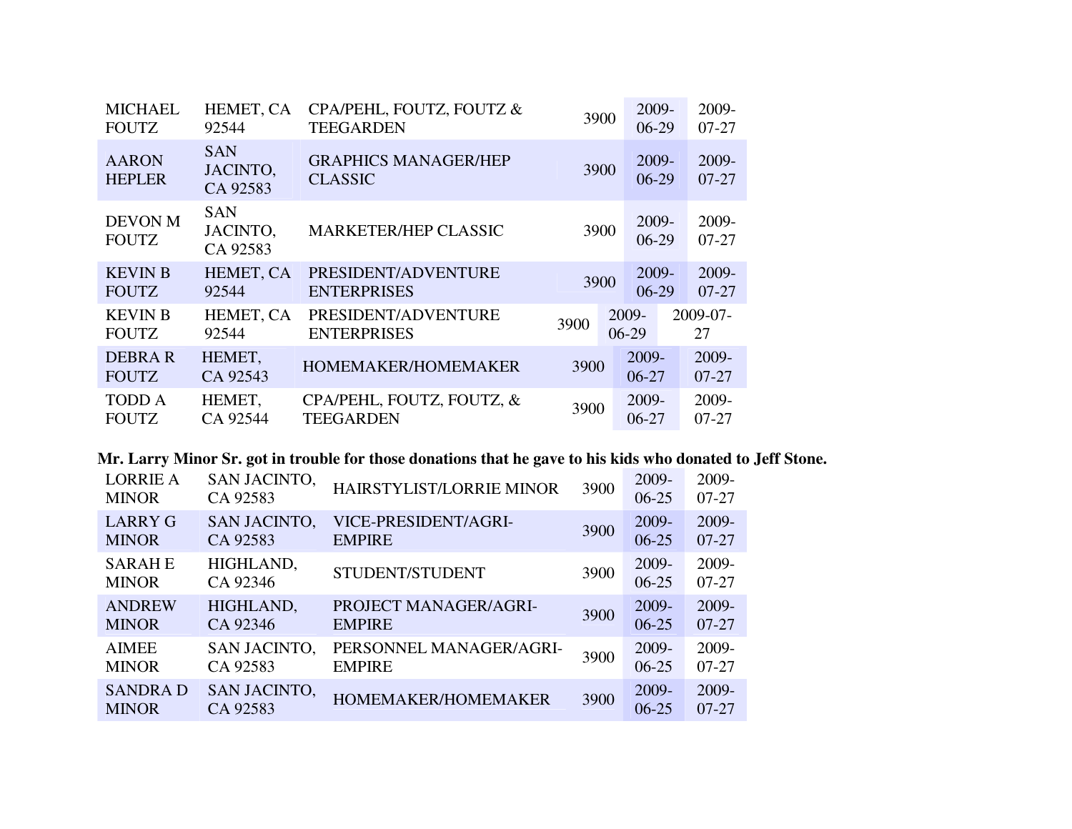| | | | | | |
|---|---|---|---|---|---|
| MICHAEL FOUTZ | HEMET, CA 92544 | CPA/PEHL, FOUTZ, FOUTZ & TEEGARDEN | 3900 | 2009-06-29 | 2009-07-27 |
| AARON HEPLER | SAN JACINTO, CA 92583 | GRAPHICS MANAGER/HEP CLASSIC | 3900 | 2009-06-29 | 2009-07-27 |
| DEVON M FOUTZ | SAN JACINTO, CA 92583 | MARKETER/HEP CLASSIC | 3900 | 2009-06-29 | 2009-07-27 |
| KEVIN B FOUTZ | HEMET, CA 92544 | PRESIDENT/ADVENTURE ENTERPRISES | 3900 | 2009-06-29 | 2009-07-27 |
| KEVIN B FOUTZ | HEMET, CA 92544 | PRESIDENT/ADVENTURE ENTERPRISES | 3900 | 2009-06-29 | 2009-07-27 |
| DEBRA R FOUTZ | HEMET, CA 92543 | HOMEMAKER/HOMEMAKER | 3900 | 2009-06-27 | 2009-07-27 |
| TODD A FOUTZ | HEMET, CA 92544 | CPA/PEHL, FOUTZ, FOUTZ, & TEEGARDEN | 3900 | 2009-06-27 | 2009-07-27 |

**Mr. Larry Minor Sr. got in trouble for those donations that he gave to his kids who donated to Jeff Stone.**

| | | | | | |
|---|---|---|---|---|---|
| LORRIE A MINOR | SAN JACINTO, CA 92583 | HAIRSTYLIST/LORRIE MINOR | 3900 | 2009-06-25 | 2009-07-27 |
| LARRY G MINOR | SAN JACINTO, CA 92583 | VICE-PRESIDENT/AGRI-EMPIRE | 3900 | 2009-06-25 | 2009-07-27 |
| SARAH E MINOR | HIGHLAND, CA 92346 | STUDENT/STUDENT | 3900 | 2009-06-25 | 2009-07-27 |
| ANDREW MINOR | HIGHLAND, CA 92346 | PROJECT MANAGER/AGRI-EMPIRE | 3900 | 2009-06-25 | 2009-07-27 |
| AIMEE MINOR | SAN JACINTO, CA 92583 | PERSONNEL MANAGER/AGRI-EMPIRE | 3900 | 2009-06-25 | 2009-07-27 |
| SANDRA D MINOR | SAN JACINTO, CA 92583 | HOMEMAKER/HOMEMAKER | 3900 | 2009-06-25 | 2009-07-27 |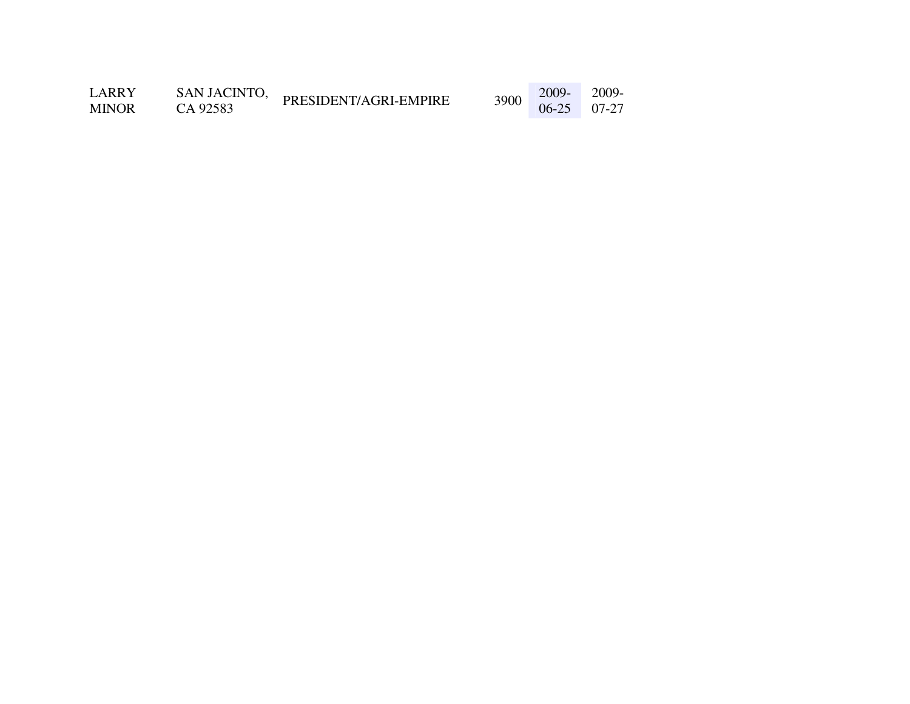| | | | | | |
|---|---|---|---|---|---|
| LARRY MINOR | SAN JACINTO, CA 92583 | PRESIDENT/AGRI-EMPIRE | 3900 | 2009-06-25 | 2009-07-27 |